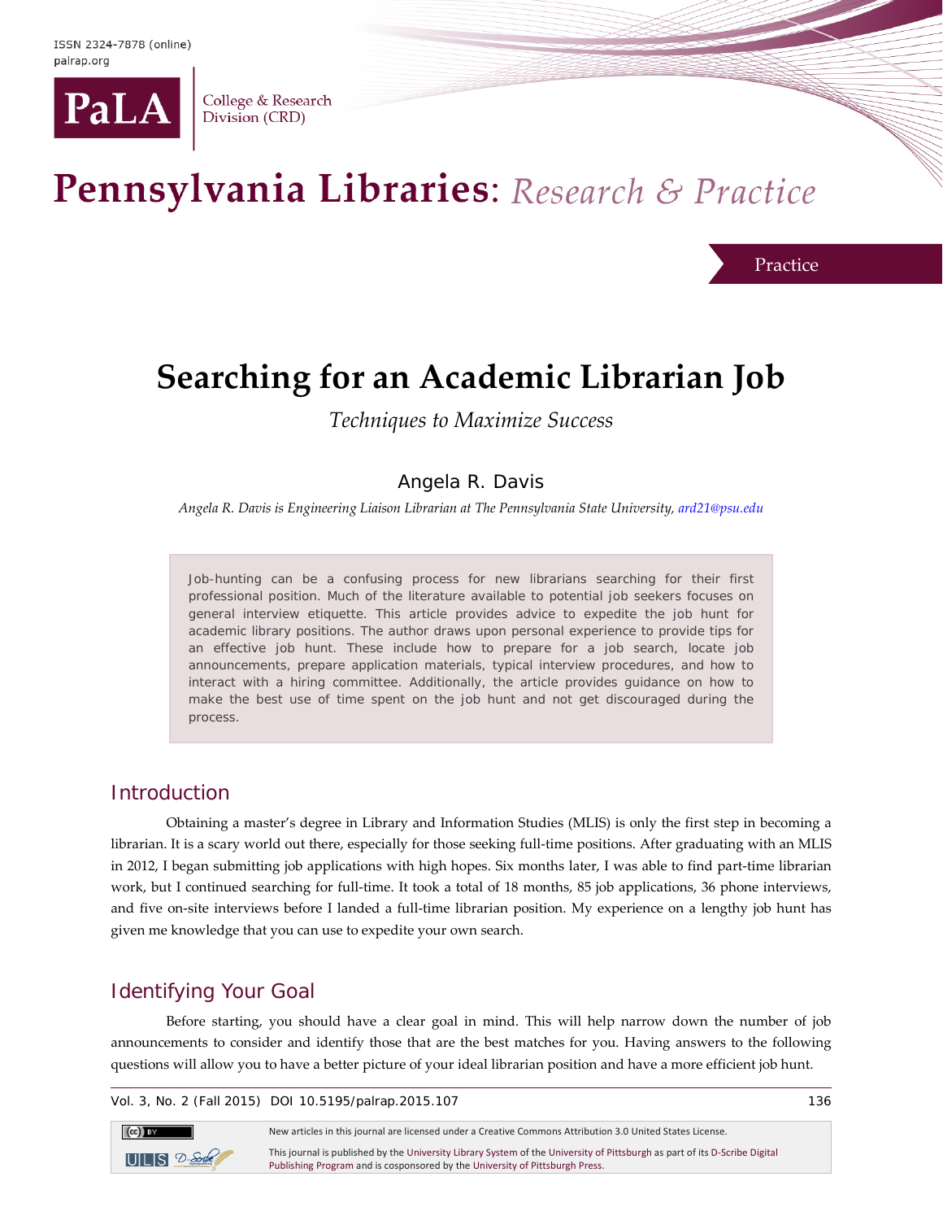# Searching for an Academic Librarian Job

*Techniques to Maximize Success*

Angela R. Davis

*Angela R. Davis is Engineering Liaison Librarian at The Pennsylvania State University, ard21@psu.edu*

Job-hunting can be a confusing process for new librarians searching for their first professional position. Much of the literature available to potential job seekers focuses on general interview etiquette. This article provides advice to expedite the job hunt for academic library positions. The author draws upon personal experience to provide tips for an effective job hunt. These include how to prepare for a job search, locate job announcements, prepare application materials, typical interview procedures, and how to interact with a hiring committee. Additionally, the article provides guidance on how to make the best use of time spent on the job hunt and not get discouraged during the process.

## Introduction

Obtaining a master's degree in Library and Information Studies (MLIS) is only the first step in becoming a librarian. It is a scary world out there, especially for those seeking full-time positions. After graduating with an MLIS in 2012, I began submitting job applications with high hopes. Six months later, I was able to find part-time librarian work, but I continued searching for full-time. It took a total of 18 months, 85 job applications, 36 phone interviews, and five on-site interviews before I landed a full-time librarian position. My experience on a lengthy job hunt has given me knowledge that you can use to expedite your own search.

## Identifying Your Goal

Before starting, you should have a clear goal in mind. This will help narrow down the number of job announcements to consider and identify those that are the best matches for you. Having answers to the following questions will allow you to have a better picture of your ideal librarian position and have a more efficient job hunt.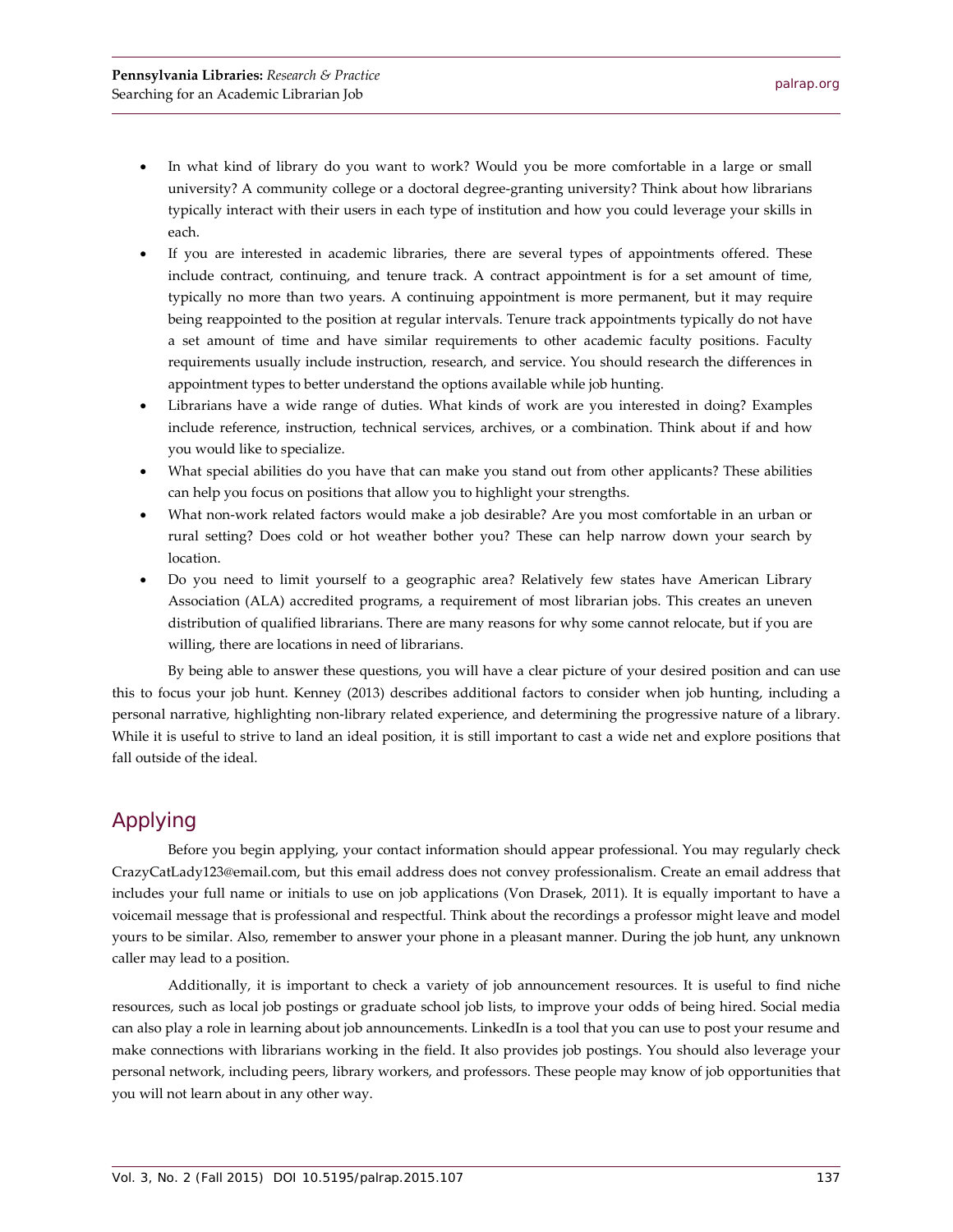- In what kind of library do you want to work? Would you be more comfortable in a large or small university? A community college or a doctoral degree-granting university? Think about how librarians typically interact with their users in each type of institution and how you could leverage your skills in each.
- If you are interested in academic libraries, there are several types of appointments offered. These include contract, continuing, and tenure track. A contract appointment is for a set amount of time, typically no more than two years. A continuing appointment is more permanent, but it may require being reappointed to the position at regular intervals. Tenure track appointments typically do not have a set amount of time and have similar requirements to other academic faculty positions. Faculty requirements usually include instruction, research, and service. You should research the differences in appointment types to better understand the options available while job hunting.
- Librarians have a wide range of duties. What kinds of work are you interested in doing? Examples include reference, instruction, technical services, archives, or a combination. Think about if and how you would like to specialize.
- What special abilities do you have that can make you stand out from other applicants? These abilities can help you focus on positions that allow you to highlight your strengths.
- What non-work related factors would make a job desirable? Are you most comfortable in an urban or rural setting? Does cold or hot weather bother you? These can help narrow down your search by location.
- Do you need to limit yourself to a geographic area? Relatively few states have American Library Association (ALA) accredited programs, a requirement of most librarian jobs. This creates an uneven distribution of qualified librarians. There are many reasons for why some cannot relocate, but if you are willing, there are locations in need of librarians.

By being able to answer these questions, you will have a clear picture of your desired position and can use this to focus your job hunt. Kenney (2013) describes additional factors to consider when job hunting, including a personal narrative, highlighting non-library related experience, and determining the progressive nature of a library. While it is useful to strive to land an ideal position, it is still important to cast a wide net and explore positions that fall outside of the ideal.

## Applying

Before you begin applying, your contact information should appear professional. You may regularly check CrazyCatLady123@email.com, but this email address does not convey professionalism. Create an email address that includes your full name or initials to use on job applications (Von Drasek, 2011). It is equally important to have a voicemail message that is professional and respectful. Think about the recordings a professor might leave and model yours to be similar. Also, remember to answer your phone in a pleasant manner. During the job hunt, any unknown caller may lead to a position.

Additionally, it is important to check a variety of job announcement resources. It is useful to find niche resources, such as local job postings or graduate school job lists, to improve your odds of being hired. Social media can also play a role in learning about job announcements. LinkedIn is a tool that you can use to post your resume and make connections with librarians working in the field. It also provides job postings. You should also leverage your personal network, including peers, library workers, and professors. These people may know of job opportunities that you will not learn about in any other way.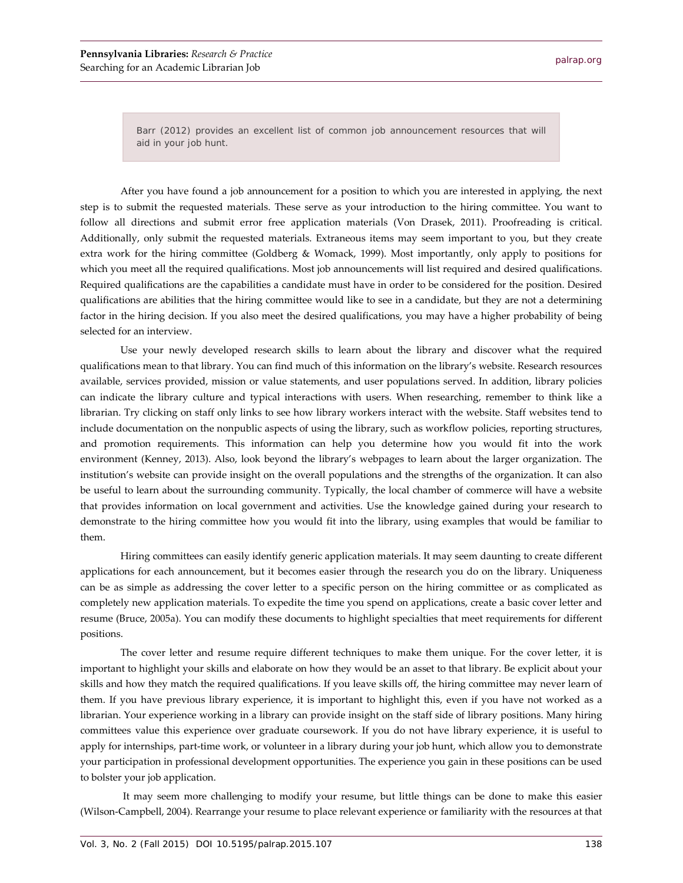> Barr (2012) provides an excellent list of common job announcement resources that will aid in your job hunt.

After you have found a job announcement for a position to which you are interested in applying, the next step is to submit the requested materials. These serve as your introduction to the hiring committee. You want to follow all directions and submit error free application materials (Von Drasek, 2011). Proofreading is critical. Additionally, only submit the requested materials. Extraneous items may seem important to you, but they create extra work for the hiring committee (Goldberg & Womack, 1999). Most importantly, only apply to positions for which you meet all the required qualifications. Most job announcements will list required and desired qualifications. Required qualifications are the capabilities a candidate must have in order to be considered for the position. Desired qualifications are abilities that the hiring committee would like to see in a candidate, but they are not a determining factor in the hiring decision. If you also meet the desired qualifications, you may have a higher probability of being selected for an interview.

Use your newly developed research skills to learn about the library and discover what the required qualifications mean to that library. You can find much of this information on the library's website. Research resources available, services provided, mission or value statements, and user populations served. In addition, library policies can indicate the library culture and typical interactions with users. When researching, remember to think like a librarian. Try clicking on staff only links to see how library workers interact with the website. Staff websites tend to include documentation on the nonpublic aspects of using the library, such as workflow policies, reporting structures, and promotion requirements. This information can help you determine how you would fit into the work environment (Kenney, 2013). Also, look beyond the library's webpages to learn about the larger organization. The institution's website can provide insight on the overall populations and the strengths of the organization. It can also be useful to learn about the surrounding community. Typically, the local chamber of commerce will have a website that provides information on local government and activities. Use the knowledge gained during your research to demonstrate to the hiring committee how you would fit into the library, using examples that would be familiar to them.

Hiring committees can easily identify generic application materials. It may seem daunting to create different applications for each announcement, but it becomes easier through the research you do on the library. Uniqueness can be as simple as addressing the cover letter to a specific person on the hiring committee or as complicated as completely new application materials. To expedite the time you spend on applications, create a basic cover letter and resume (Bruce, 2005a). You can modify these documents to highlight specialties that meet requirements for different positions.

The cover letter and resume require different techniques to make them unique. For the cover letter, it is important to highlight your skills and elaborate on how they would be an asset to that library. Be explicit about your skills and how they match the required qualifications. If you leave skills off, the hiring committee may never learn of them. If you have previous library experience, it is important to highlight this, even if you have not worked as a librarian. Your experience working in a library can provide insight on the staff side of library positions. Many hiring committees value this experience over graduate coursework. If you do not have library experience, it is useful to apply for internships, part-time work, or volunteer in a library during your job hunt, which allow you to demonstrate your participation in professional development opportunities. The experience you gain in these positions can be used to bolster your job application.

It may seem more challenging to modify your resume, but little things can be done to make this easier (Wilson-Campbell, 2004). Rearrange your resume to place relevant experience or familiarity with the resources at that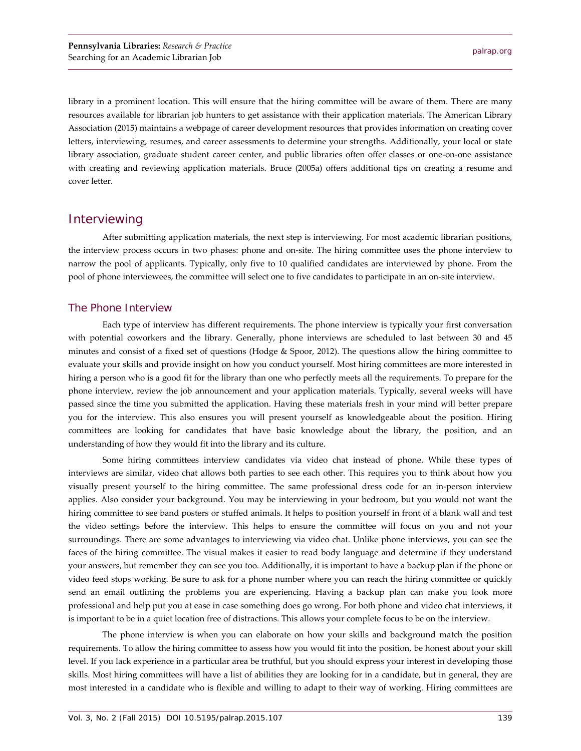library in a prominent location. This will ensure that the hiring committee will be aware of them. There are many resources available for librarian job hunters to get assistance with their application materials. The American Library Association (2015) maintains a webpage of career development resources that provides information on creating cover letters, interviewing, resumes, and career assessments to determine your strengths. Additionally, your local or state library association, graduate student career center, and public libraries often offer classes or one-on-one assistance with creating and reviewing application materials. Bruce (2005a) offers additional tips on creating a resume and cover letter.

## Interviewing

After submitting application materials, the next step is interviewing. For most academic librarian positions, the interview process occurs in two phases: phone and on-site. The hiring committee uses the phone interview to narrow the pool of applicants. Typically, only five to 10 qualified candidates are interviewed by phone. From the pool of phone interviewees, the committee will select one to five candidates to participate in an on-site interview.

### The Phone Interview

Each type of interview has different requirements. The phone interview is typically your first conversation with potential coworkers and the library. Generally, phone interviews are scheduled to last between 30 and 45 minutes and consist of a fixed set of questions (Hodge & Spoor, 2012). The questions allow the hiring committee to evaluate your skills and provide insight on how you conduct yourself. Most hiring committees are more interested in hiring a person who is a good fit for the library than one who perfectly meets all the requirements. To prepare for the phone interview, review the job announcement and your application materials. Typically, several weeks will have passed since the time you submitted the application. Having these materials fresh in your mind will better prepare you for the interview. This also ensures you will present yourself as knowledgeable about the position. Hiring committees are looking for candidates that have basic knowledge about the library, the position, and an understanding of how they would fit into the library and its culture.

Some hiring committees interview candidates via video chat instead of phone. While these types of interviews are similar, video chat allows both parties to see each other. This requires you to think about how you visually present yourself to the hiring committee. The same professional dress code for an in-person interview applies. Also consider your background. You may be interviewing in your bedroom, but you would not want the hiring committee to see band posters or stuffed animals. It helps to position yourself in front of a blank wall and test the video settings before the interview. This helps to ensure the committee will focus on you and not your surroundings. There are some advantages to interviewing via video chat. Unlike phone interviews, you can see the faces of the hiring committee. The visual makes it easier to read body language and determine if they understand your answers, but remember they can see you too. Additionally, it is important to have a backup plan if the phone or video feed stops working. Be sure to ask for a phone number where you can reach the hiring committee or quickly send an email outlining the problems you are experiencing. Having a backup plan can make you look more professional and help put you at ease in case something does go wrong. For both phone and video chat interviews, it is important to be in a quiet location free of distractions. This allows your complete focus to be on the interview.

The phone interview is when you can elaborate on how your skills and background match the position requirements. To allow the hiring committee to assess how you would fit into the position, be honest about your skill level. If you lack experience in a particular area be truthful, but you should express your interest in developing those skills. Most hiring committees will have a list of abilities they are looking for in a candidate, but in general, they are most interested in a candidate who is flexible and willing to adapt to their way of working. Hiring committees are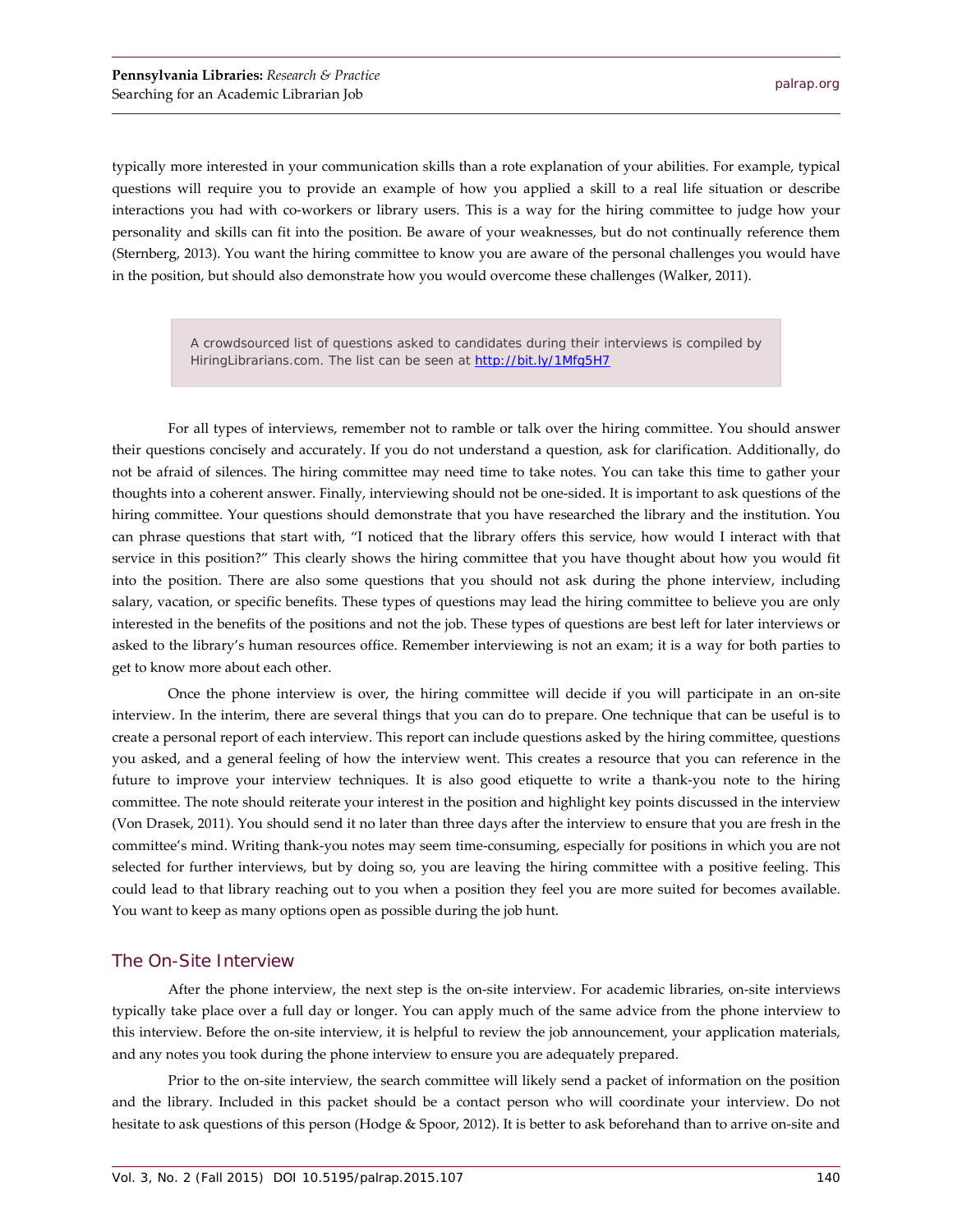typically more interested in your communication skills than a rote explanation of your abilities. For example, typical questions will require you to provide an example of how you applied a skill to a real life situation or describe interactions you had with co-workers or library users. This is a way for the hiring committee to judge how your personality and skills can fit into the position. Be aware of your weaknesses, but do not continually reference them (Sternberg, 2013). You want the hiring committee to know you are aware of the personal challenges you would have in the position, but should also demonstrate how you would overcome these challenges (Walker, 2011).

> A crowdsourced list of questions asked to candidates during their interviews is compiled by HiringLibrarians.com. The list can be seen at [http://bit.ly/1Mfg5H7](http://bit.ly/1Mfg5H7)

For all types of interviews, remember not to ramble or talk over the hiring committee. You should answer their questions concisely and accurately. If you do not understand a question, ask for clarification. Additionally, do not be afraid of silences. The hiring committee may need time to take notes. You can take this time to gather your thoughts into a coherent answer. Finally, interviewing should not be one-sided. It is important to ask questions of the hiring committee. Your questions should demonstrate that you have researched the library and the institution. You can phrase questions that start with, "I noticed that the library offers this service, how would I interact with that service in this position?" This clearly shows the hiring committee that you have thought about how you would fit into the position. There are also some questions that you should not ask during the phone interview, including salary, vacation, or specific benefits. These types of questions may lead the hiring committee to believe you are only interested in the benefits of the positions and not the job. These types of questions are best left for later interviews or asked to the library's human resources office. Remember interviewing is not an exam; it is a way for both parties to get to know more about each other.

Once the phone interview is over, the hiring committee will decide if you will participate in an on-site interview. In the interim, there are several things that you can do to prepare. One technique that can be useful is to create a personal report of each interview. This report can include questions asked by the hiring committee, questions you asked, and a general feeling of how the interview went. This creates a resource that you can reference in the future to improve your interview techniques. It is also good etiquette to write a thank-you note to the hiring committee. The note should reiterate your interest in the position and highlight key points discussed in the interview (Von Drasek, 2011). You should send it no later than three days after the interview to ensure that you are fresh in the committee's mind. Writing thank-you notes may seem time-consuming, especially for positions in which you are not selected for further interviews, but by doing so, you are leaving the hiring committee with a positive feeling. This could lead to that library reaching out to you when a position they feel you are more suited for becomes available. You want to keep as many options open as possible during the job hunt.

## The On-Site Interview

After the phone interview, the next step is the on-site interview. For academic libraries, on-site interviews typically take place over a full day or longer. You can apply much of the same advice from the phone interview to this interview. Before the on-site interview, it is helpful to review the job announcement, your application materials, and any notes you took during the phone interview to ensure you are adequately prepared.

Prior to the on-site interview, the search committee will likely send a packet of information on the position and the library. Included in this packet should be a contact person who will coordinate your interview. Do not hesitate to ask questions of this person (Hodge & Spoor, 2012). It is better to ask beforehand than to arrive on-site and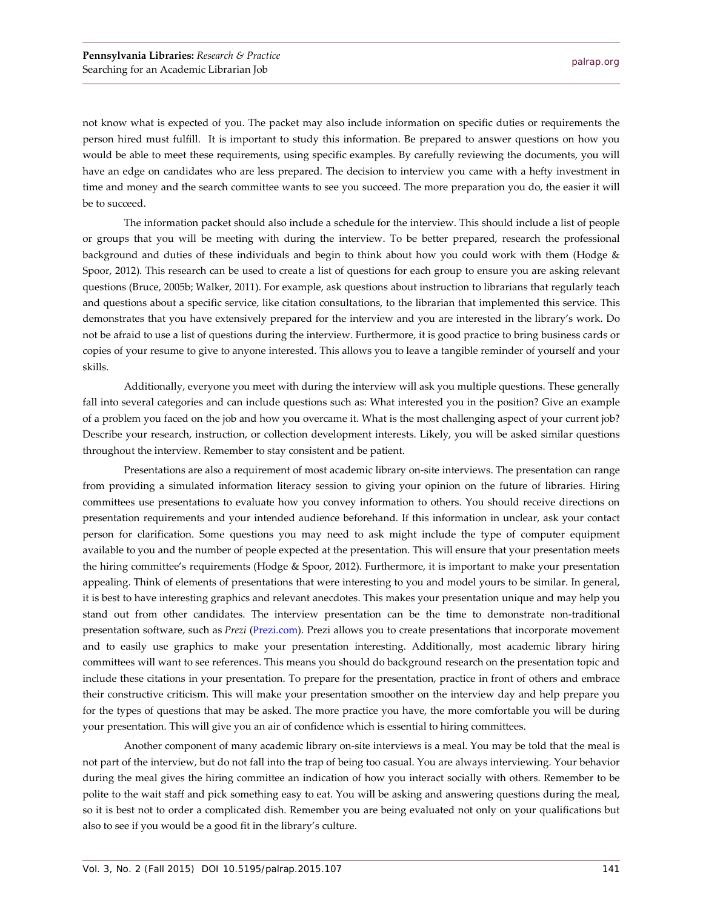not know what is expected of you. The packet may also include information on specific duties or requirements the person hired must fulfill. It is important to study this information. Be prepared to answer questions on how you would be able to meet these requirements, using specific examples. By carefully reviewing the documents, you will have an edge on candidates who are less prepared. The decision to interview you came with a hefty investment in time and money and the search committee wants to see you succeed. The more preparation you do, the easier it will be to succeed.

The information packet should also include a schedule for the interview. This should include a list of people or groups that you will be meeting with during the interview. To be better prepared, research the professional background and duties of these individuals and begin to think about how you could work with them (Hodge & Spoor, 2012). This research can be used to create a list of questions for each group to ensure you are asking relevant questions (Bruce, 2005b; Walker, 2011). For example, ask questions about instruction to librarians that regularly teach and questions about a specific service, like citation consultations, to the librarian that implemented this service. This demonstrates that you have extensively prepared for the interview and you are interested in the library's work. Do not be afraid to use a list of questions during the interview. Furthermore, it is good practice to bring business cards or copies of your resume to give to anyone interested. This allows you to leave a tangible reminder of yourself and your skills.

Additionally, everyone you meet with during the interview will ask you multiple questions. These generally fall into several categories and can include questions such as: What interested you in the position? Give an example of a problem you faced on the job and how you overcame it. What is the most challenging aspect of your current job? Describe your research, instruction, or collection development interests. Likely, you will be asked similar questions throughout the interview. Remember to stay consistent and be patient.

Presentations are also a requirement of most academic library on-site interviews. The presentation can range from providing a simulated information literacy session to giving your opinion on the future of libraries. Hiring committees use presentations to evaluate how you convey information to others. You should receive directions on presentation requirements and your intended audience beforehand. If this information in unclear, ask your contact person for clarification. Some questions you may need to ask might include the type of computer equipment available to you and the number of people expected at the presentation. This will ensure that your presentation meets the hiring committee's requirements (Hodge & Spoor, 2012). Furthermore, it is important to make your presentation appealing. Think of elements of presentations that were interesting to you and model yours to be similar. In general, it is best to have interesting graphics and relevant anecdotes. This makes your presentation unique and may help you stand out from other candidates. The interview presentation can be the time to demonstrate non-traditional presentation software, such as *Prezi* (Prezi.com). Prezi allows you to create presentations that incorporate movement and to easily use graphics to make your presentation interesting. Additionally, most academic library hiring committees will want to see references. This means you should do background research on the presentation topic and include these citations in your presentation. To prepare for the presentation, practice in front of others and embrace their constructive criticism. This will make your presentation smoother on the interview day and help prepare you for the types of questions that may be asked. The more practice you have, the more comfortable you will be during your presentation. This will give you an air of confidence which is essential to hiring committees.

Another component of many academic library on-site interviews is a meal. You may be told that the meal is not part of the interview, but do not fall into the trap of being too casual. You are always interviewing. Your behavior during the meal gives the hiring committee an indication of how you interact socially with others. Remember to be polite to the wait staff and pick something easy to eat. You will be asking and answering questions during the meal, so it is best not to order a complicated dish. Remember you are being evaluated not only on your qualifications but also to see if you would be a good fit in the library's culture.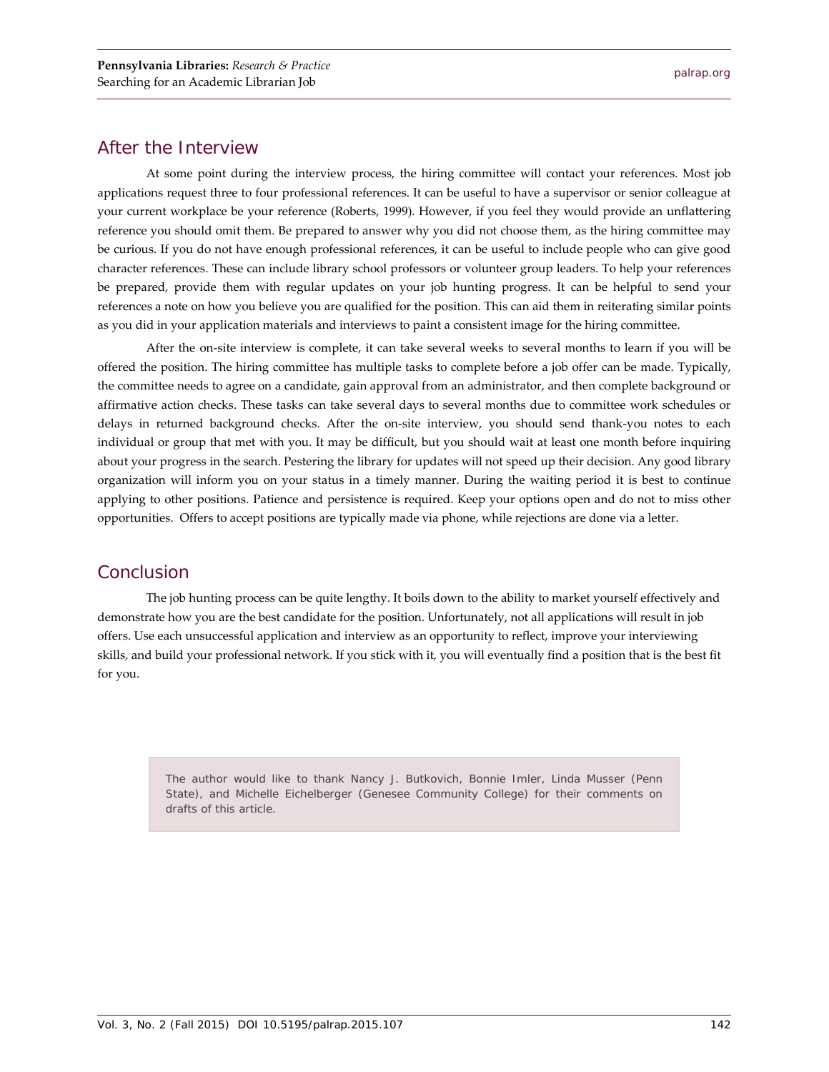## After the Interview

At some point during the interview process, the hiring committee will contact your references. Most job applications request three to four professional references. It can be useful to have a supervisor or senior colleague at your current workplace be your reference (Roberts, 1999). However, if you feel they would provide an unflattering reference you should omit them. Be prepared to answer why you did not choose them, as the hiring committee may be curious. If you do not have enough professional references, it can be useful to include people who can give good character references. These can include library school professors or volunteer group leaders. To help your references be prepared, provide them with regular updates on your job hunting progress. It can be helpful to send your references a note on how you believe you are qualified for the position. This can aid them in reiterating similar points as you did in your application materials and interviews to paint a consistent image for the hiring committee.

After the on-site interview is complete, it can take several weeks to several months to learn if you will be offered the position. The hiring committee has multiple tasks to complete before a job offer can be made. Typically, the committee needs to agree on a candidate, gain approval from an administrator, and then complete background or affirmative action checks. These tasks can take several days to several months due to committee work schedules or delays in returned background checks. After the on-site interview, you should send thank-you notes to each individual or group that met with you. It may be difficult, but you should wait at least one month before inquiring about your progress in the search. Pestering the library for updates will not speed up their decision. Any good library organization will inform you on your status in a timely manner. During the waiting period it is best to continue applying to other positions. Patience and persistence is required. Keep your options open and do not to miss other opportunities. Offers to accept positions are typically made via phone, while rejections are done via a letter.

## Conclusion

The job hunting process can be quite lengthy. It boils down to the ability to market yourself effectively and demonstrate how you are the best candidate for the position. Unfortunately, not all applications will result in job offers. Use each unsuccessful application and interview as an opportunity to reflect, improve your interviewing skills, and build your professional network. If you stick with it, you will eventually find a position that is the best fit for you.

The author would like to thank Nancy J. Butkovich, Bonnie Imler, Linda Musser (Penn State), and Michelle Eichelberger (Genesee Community College) for their comments on drafts of this article.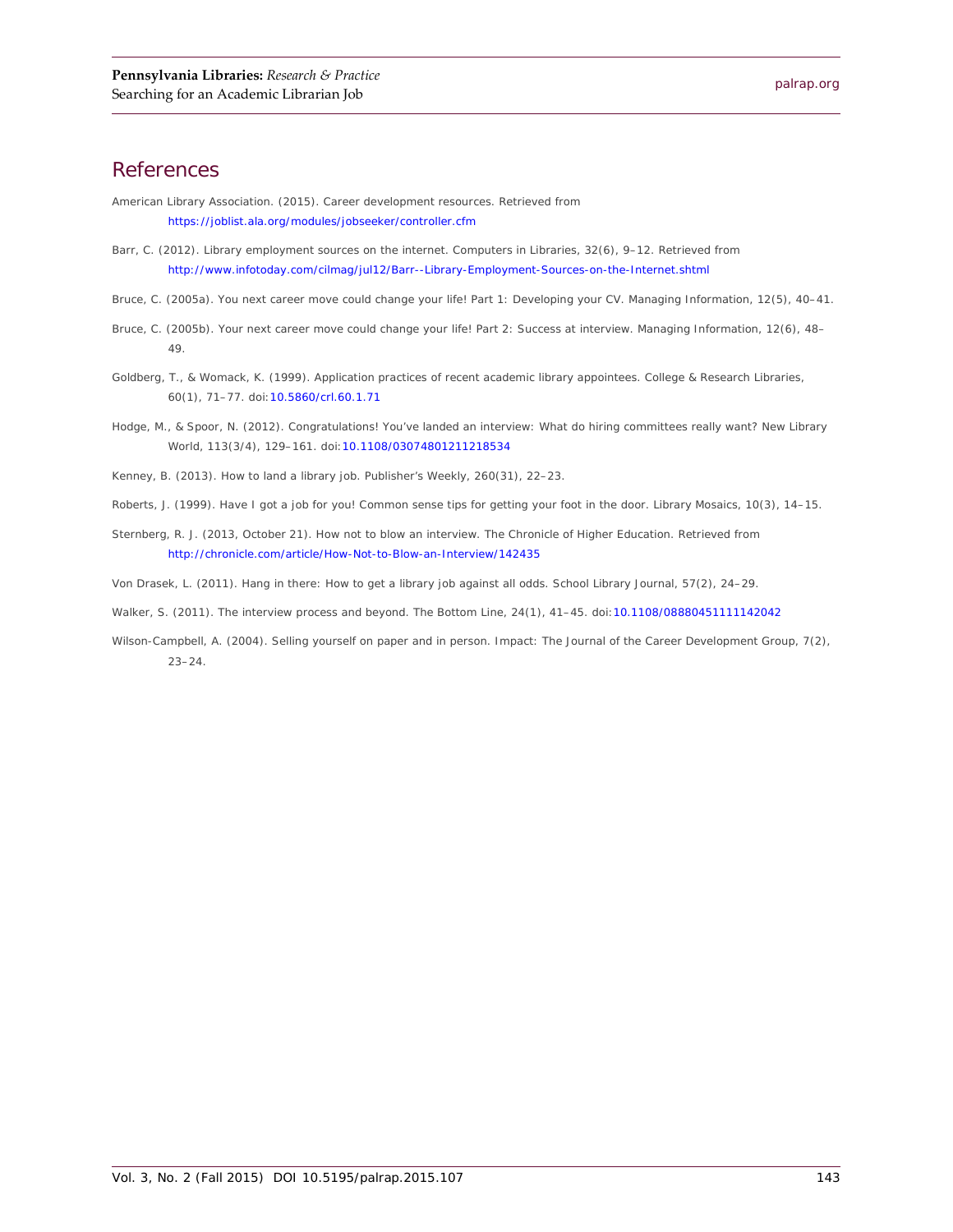## References

American Library Association. (2015). Career development resources. Retrieved from https://joblist.ala.org/modules/jobseeker/controller.cfm

Barr, C. (2012). Library employment sources on the internet. Computers in Libraries, 32(6), 9–12. Retrieved from http://www.infotoday.com/cilmag/jul12/Barr--Library-Employment-Sources-on-the-Internet.shtml

Bruce, C. (2005a). You next career move could change your life! Part 1: Developing your CV. Managing Information, 12(5), 40–41.

Bruce, C. (2005b). Your next career move could change your life! Part 2: Success at interview. Managing Information, 12(6), 48–49.

Goldberg, T., & Womack, K. (1999). Application practices of recent academic library appointees. College & Research Libraries, 60(1), 71–77. doi:10.5860/crl.60.1.71

Hodge, M., & Spoor, N. (2012). Congratulations! You've landed an interview: What do hiring committees really want? New Library World, 113(3/4), 129–161. doi:10.1108/03074801211218534

Kenney, B. (2013). How to land a library job. Publisher's Weekly, 260(31), 22–23.

Roberts, J. (1999). Have I got a job for you! Common sense tips for getting your foot in the door. Library Mosaics, 10(3), 14–15.

Sternberg, R. J. (2013, October 21). How not to blow an interview. The Chronicle of Higher Education. Retrieved from http://chronicle.com/article/How-Not-to-Blow-an-Interview/142435

Von Drasek, L. (2011). Hang in there: How to get a library job against all odds. School Library Journal, 57(2), 24–29.

Walker, S. (2011). The interview process and beyond. The Bottom Line, 24(1), 41–45. doi:10.1108/08880451111142042

Wilson-Campbell, A. (2004). Selling yourself on paper and in person. Impact: The Journal of the Career Development Group, 7(2), 23–24.